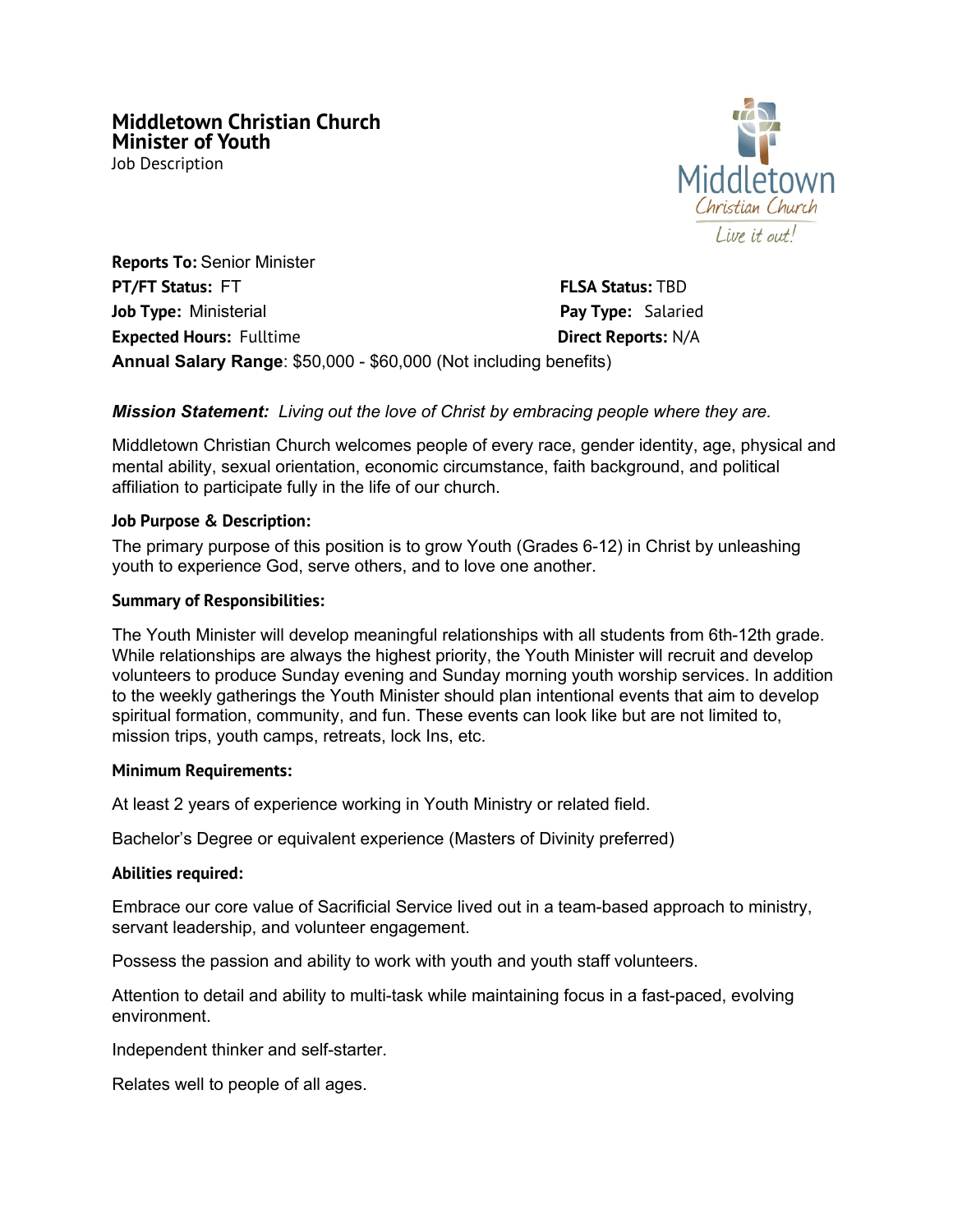# Middletown Christian Church
## Minister of Youth
Job Description

**Reports To:** Senior Minister
**PT/FT Status:** FT
**FLSA Status:** TBD
**Job Type:** Ministerial
**Pay Type:** Salaried
**Expected Hours:** Fulltime
**Direct Reports:** N/A
**Annual Salary Range**: $50,000 - $60,000 (Not including benefits)

***Mission Statement:*** *Living out the love of Christ by embracing people where they are.*

Middletown Christian Church welcomes people of every race, gender identity, age, physical and mental ability, sexual orientation, economic circumstance, faith background, and political affiliation to participate fully in the life of our church.

**Job Purpose & Description:**

The primary purpose of this position is to grow Youth (Grades 6-12) in Christ by unleashing youth to experience God, serve others, and to love one another.

**Summary of Responsibilities:**

The Youth Minister will develop meaningful relationships with all students from 6th-12th grade. While relationships are always the highest priority, the Youth Minister will recruit and develop volunteers to produce Sunday evening and Sunday morning youth worship services. In addition to the weekly gatherings the Youth Minister should plan intentional events that aim to develop spiritual formation, community, and fun. These events can look like but are not limited to, mission trips, youth camps, retreats, lock Ins, etc.

**Minimum Requirements:**

At least 2 years of experience working in Youth Ministry or related field.

Bachelor's Degree or equivalent experience (Masters of Divinity preferred)

**Abilities required:**

Embrace our core value of Sacrificial Service lived out in a team-based approach to ministry, servant leadership, and volunteer engagement.

Possess the passion and ability to work with youth and youth staff volunteers.

Attention to detail and ability to multi-task while maintaining focus in a fast-paced, evolving environment.

Independent thinker and self-starter.

Relates well to people of all ages.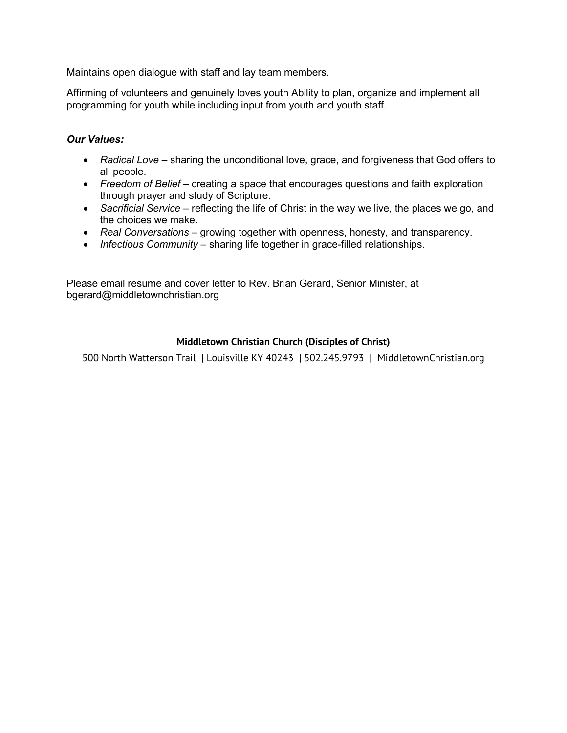Maintains open dialogue with staff and lay team members.

Affirming of volunteers and genuinely loves youth Ability to plan, organize and implement all programming for youth while including input from youth and youth staff.

***Our Values:***

- *Radical Love* – sharing the unconditional love, grace, and forgiveness that God offers to all people.
- *Freedom of Belief* – creating a space that encourages questions and faith exploration through prayer and study of Scripture.
- *Sacrificial Service* – reflecting the life of Christ in the way we live, the places we go, and the choices we make.
- *Real Conversations* – growing together with openness, honesty, and transparency.
- *Infectious Community* – sharing life together in grace-filled relationships.

Please email resume and cover letter to Rev. Brian Gerard, Senior Minister, at bgerard@middletownchristian.org

**Middletown Christian Church (Disciples of Christ)**

500 North Watterson Trail | Louisville KY 40243 | 502.245.9793 | MiddletownChristian.org